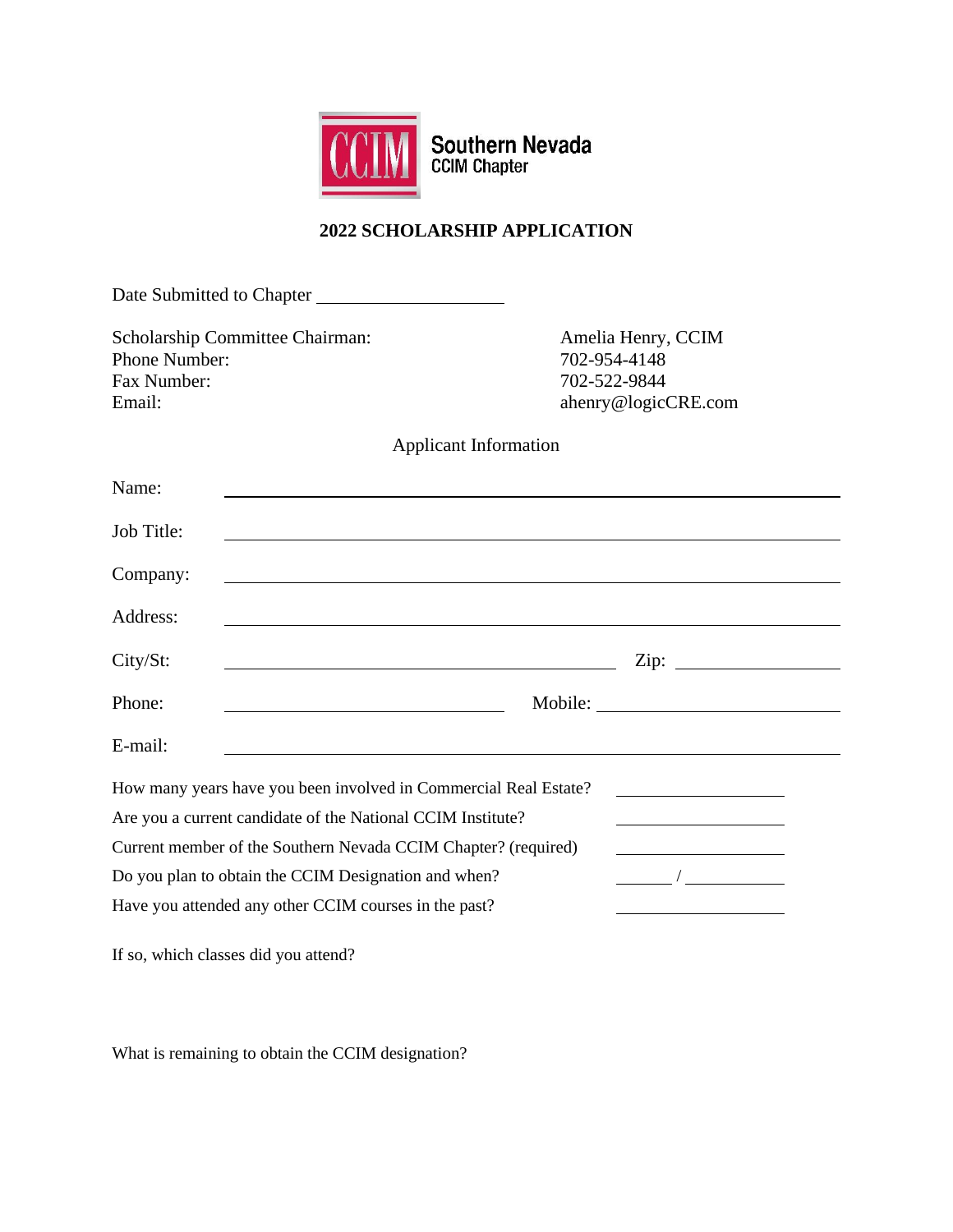Southern Nevada
CCIM Chapter

## 2022 SCHOLARSHIP APPLICATION

Date Submitted to Chapter ____________________

| | |
|---|---|
| Scholarship Committee Chairman: | Amelia Henry, CCIM |
| Phone Number: | 702-954-4148 |
| Fax Number: | 702-522-9844 |
| Email: | ahenry@logicCRE.com |

Applicant Information

Name: ____________________________________________

Job Title: ____________________________________________

Company: ____________________________________________

Address: ____________________________________________

City/St: ______________________________ Zip: ____________

Phone: ____________________ Mobile: ____________________

E-mail: ____________________________________________

How many years have you been involved in Commercial Real Estate? ____________

Are you a current candidate of the National CCIM Institute? ____________

Current member of the Southern Nevada CCIM Chapter? (required) ____________

Do you plan to obtain the CCIM Designation and when? ______ / ________

Have you attended any other CCIM courses in the past? ____________

If so, which classes did you attend?

What is remaining to obtain the CCIM designation?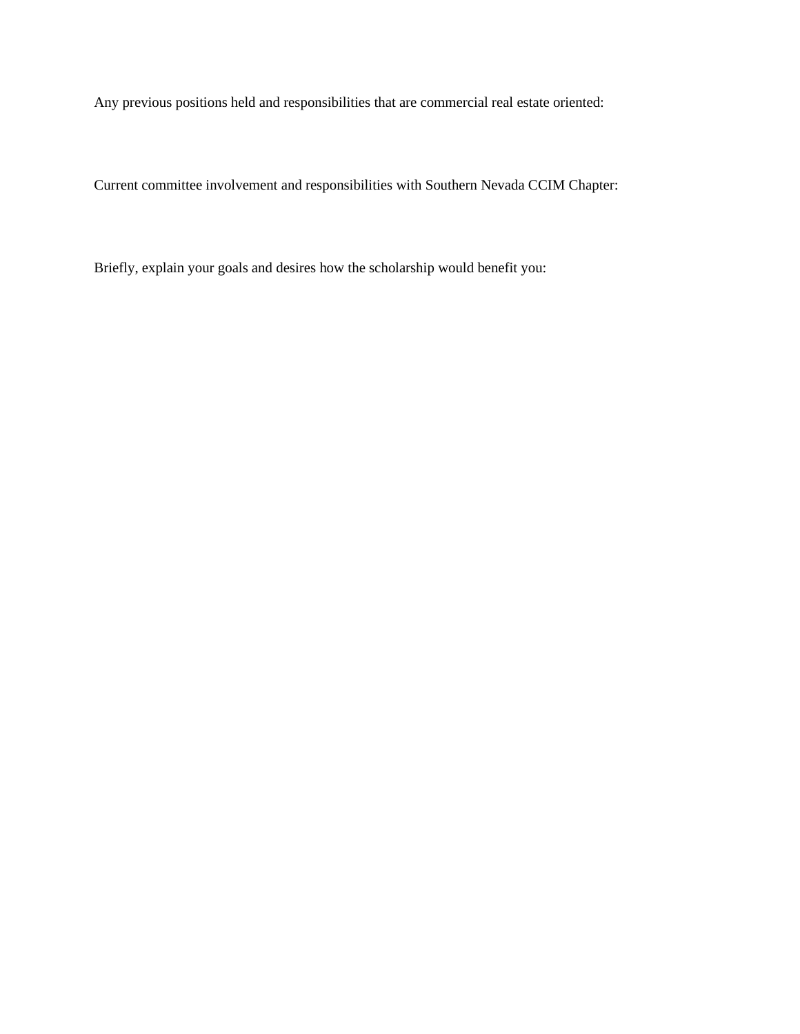Any previous positions held and responsibilities that are commercial real estate oriented:

Current committee involvement and responsibilities with Southern Nevada CCIM Chapter:

Briefly, explain your goals and desires how the scholarship would benefit you: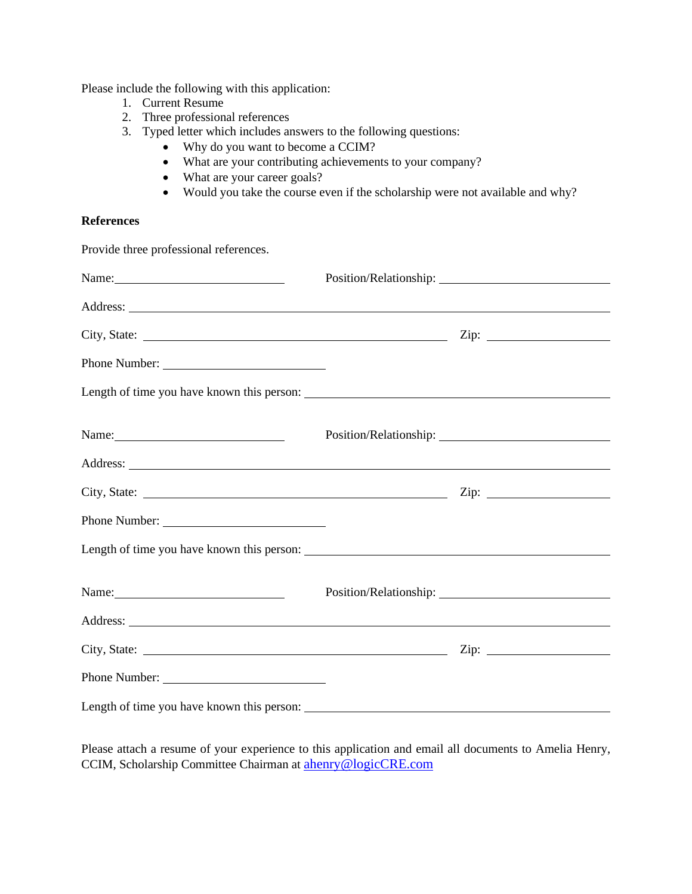Please include the following with this application:

1. Current Resume
2. Three professional references
3. Typed letter which includes answers to the following questions:
   - Why do you want to become a CCIM?
   - What are your contributing achievements to your company?
   - What are your career goals?
   - Would you take the course even if the scholarship were not available and why?

**References**

Provide three professional references.

Name: ____________________ Position/Relationship: ____________________

Address: ________________________________________

City, State: ______________________________ Zip: ____________

Phone Number: ____________________

Length of time you have known this person: ______________________________

Name: ____________________ Position/Relationship: ____________________

Address: ________________________________________

City, State: ______________________________ Zip: ____________

Phone Number: ____________________

Length of time you have known this person: ______________________________

Name: ____________________ Position/Relationship: ____________________

Address: ________________________________________

City, State: ______________________________ Zip: ____________

Phone Number: ____________________

Length of time you have known this person: ______________________________

Please attach a resume of your experience to this application and email all documents to Amelia Henry, CCIM, Scholarship Committee Chairman at ahenry@logicCRE.com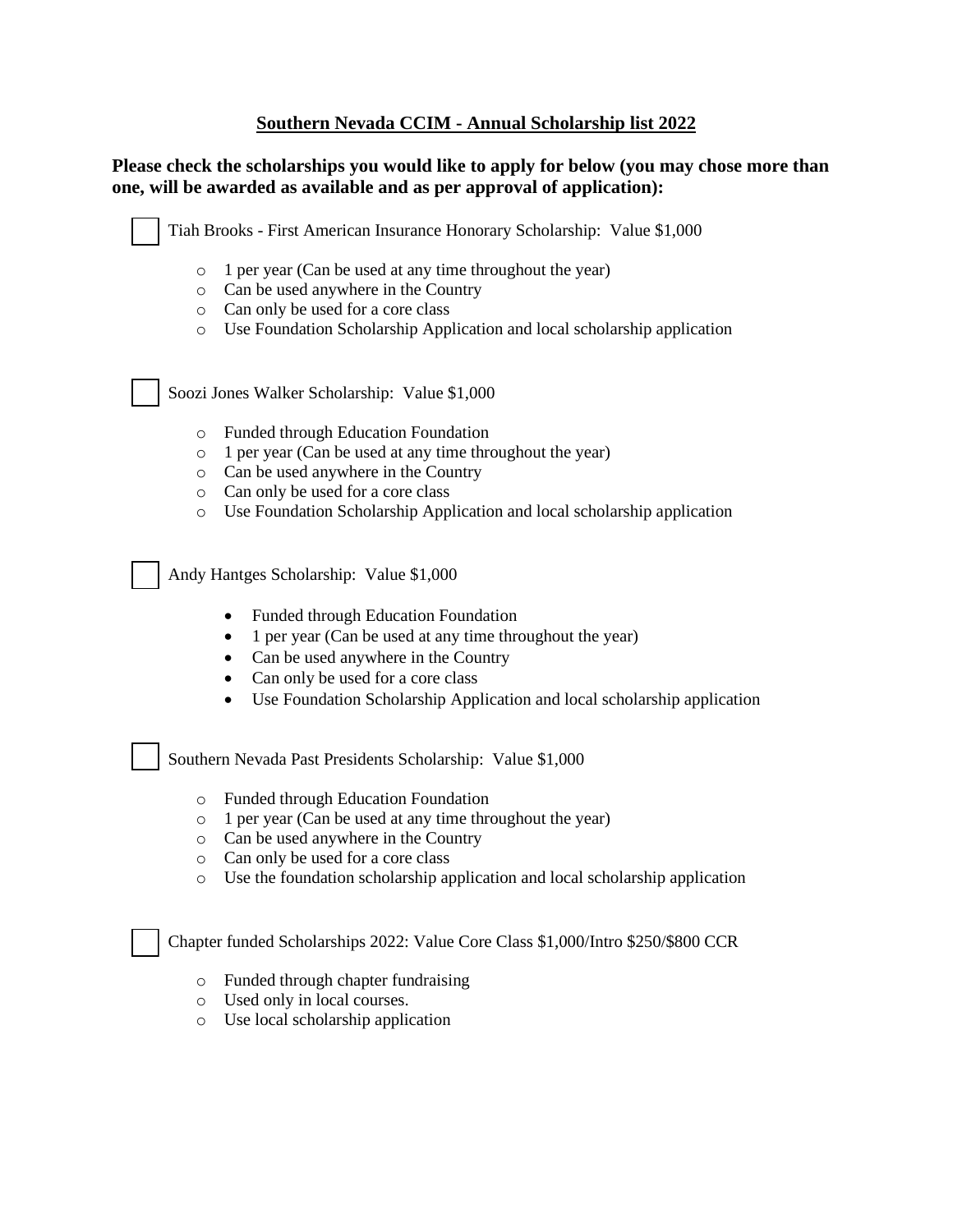**<u>Southern Nevada CCIM - Annual Scholarship list 2022</u>**

**Please check the scholarships you would like to apply for below (you may chose more than one, will be awarded as available and as per approval of application):**

☐ Tiah Brooks - First American Insurance Honorary Scholarship: Value $1,000

- 1 per year (Can be used at any time throughout the year)
- Can be used anywhere in the Country
- Can only be used for a core class
- Use Foundation Scholarship Application and local scholarship application

☐ Soozi Jones Walker Scholarship: Value $1,000

- Funded through Education Foundation
- 1 per year (Can be used at any time throughout the year)
- Can be used anywhere in the Country
- Can only be used for a core class
- Use Foundation Scholarship Application and local scholarship application

☐ Andy Hantges Scholarship: Value $1,000

- Funded through Education Foundation
- 1 per year (Can be used at any time throughout the year)
- Can be used anywhere in the Country
- Can only be used for a core class
- Use Foundation Scholarship Application and local scholarship application

☐ Southern Nevada Past Presidents Scholarship: Value $1,000

- Funded through Education Foundation
- 1 per year (Can be used at any time throughout the year)
- Can be used anywhere in the Country
- Can only be used for a core class
- Use the foundation scholarship application and local scholarship application

☐ Chapter funded Scholarships 2022: Value Core Class $1,000/Intro $250/$800 CCR

- Funded through chapter fundraising
- Used only in local courses.
- Use local scholarship application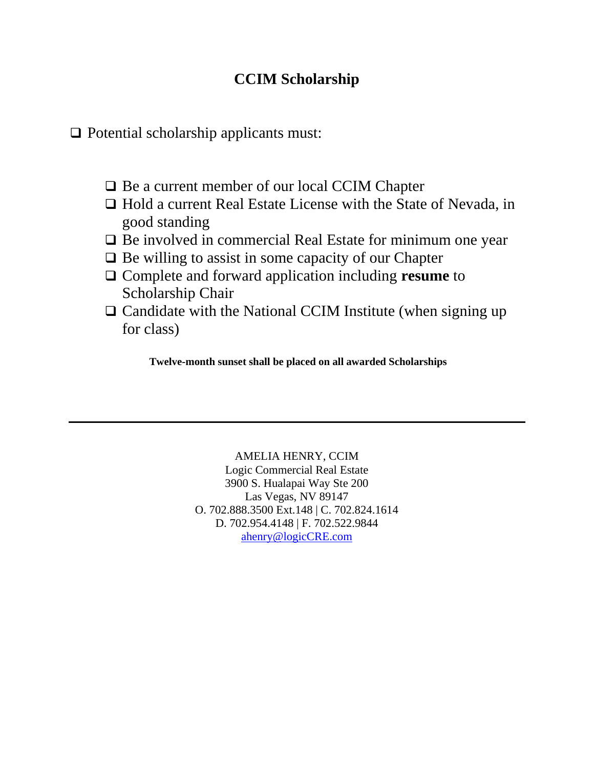## CCIM Scholarship

- Potential scholarship applicants must:

  - Be a current member of our local CCIM Chapter
  - Hold a current Real Estate License with the State of Nevada, in good standing
  - Be involved in commercial Real Estate for minimum one year
  - Be willing to assist in some capacity of our Chapter
  - Complete and forward application including **resume** to Scholarship Chair
  - Candidate with the National CCIM Institute (when signing up for class)

**Twelve-month sunset shall be placed on all awarded Scholarships**

---

AMELIA HENRY, CCIM
Logic Commercial Real Estate
3900 S. Hualapai Way Ste 200
Las Vegas, NV 89147
O. 702.888.3500 Ext.148 | C. 702.824.1614
D. 702.954.4148 | F. 702.522.9844
ahenry@logicCRE.com